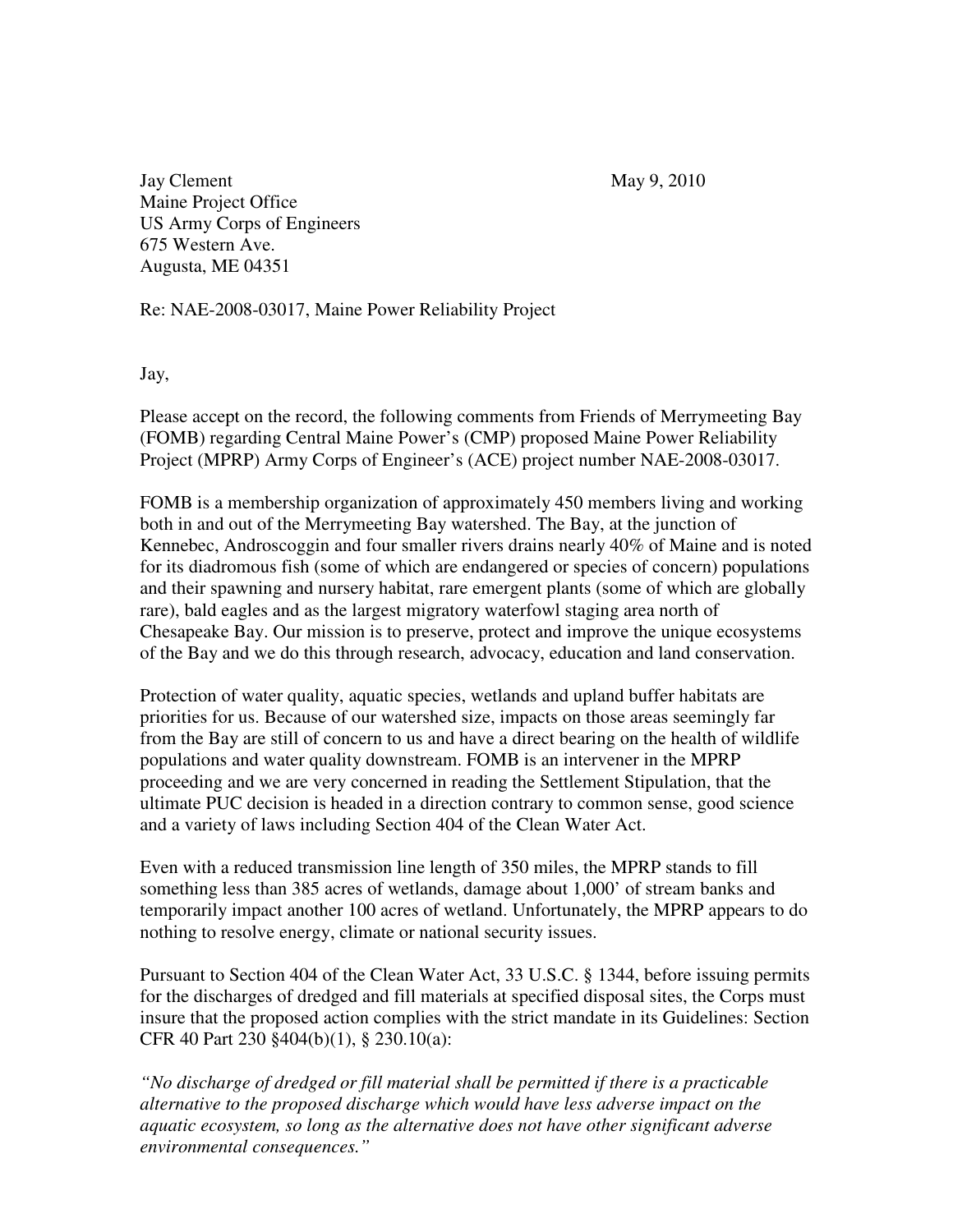Jay Clement  
Maine Project Office  
US Army Corps of Engineers  
675 Western Ave.  
Augusta, ME 04351

May 9, 2010

Re: NAE-2008-03017, Maine Power Reliability Project

Jay,

Please accept on the record, the following comments from Friends of Merrymeeting Bay (FOMB) regarding Central Maine Power's (CMP) proposed Maine Power Reliability Project (MPRP) Army Corps of Engineer's (ACE) project number NAE-2008-03017.

FOMB is a membership organization of approximately 450 members living and working both in and out of the Merrymeeting Bay watershed. The Bay, at the junction of Kennebec, Androscoggin and four smaller rivers drains nearly 40% of Maine and is noted for its diadromous fish (some of which are endangered or species of concern) populations and their spawning and nursery habitat, rare emergent plants (some of which are globally rare), bald eagles and as the largest migratory waterfowl staging area north of Chesapeake Bay. Our mission is to preserve, protect and improve the unique ecosystems of the Bay and we do this through research, advocacy, education and land conservation.

Protection of water quality, aquatic species, wetlands and upland buffer habitats are priorities for us. Because of our watershed size, impacts on those areas seemingly far from the Bay are still of concern to us and have a direct bearing on the health of wildlife populations and water quality downstream. FOMB is an intervener in the MPRP proceeding and we are very concerned in reading the Settlement Stipulation, that the ultimate PUC decision is headed in a direction contrary to common sense, good science and a variety of laws including Section 404 of the Clean Water Act.

Even with a reduced transmission line length of 350 miles, the MPRP stands to fill something less than 385 acres of wetlands, damage about 1,000' of stream banks and temporarily impact another 100 acres of wetland. Unfortunately, the MPRP appears to do nothing to resolve energy, climate or national security issues.

Pursuant to Section 404 of the Clean Water Act, 33 U.S.C. § 1344, before issuing permits for the discharges of dredged and fill materials at specified disposal sites, the Corps must insure that the proposed action complies with the strict mandate in its Guidelines: Section CFR 40 Part 230 §404(b)(1), § 230.10(a):

*"No discharge of dredged or fill material shall be permitted if there is a practicable alternative to the proposed discharge which would have less adverse impact on the aquatic ecosystem, so long as the alternative does not have other significant adverse environmental consequences."*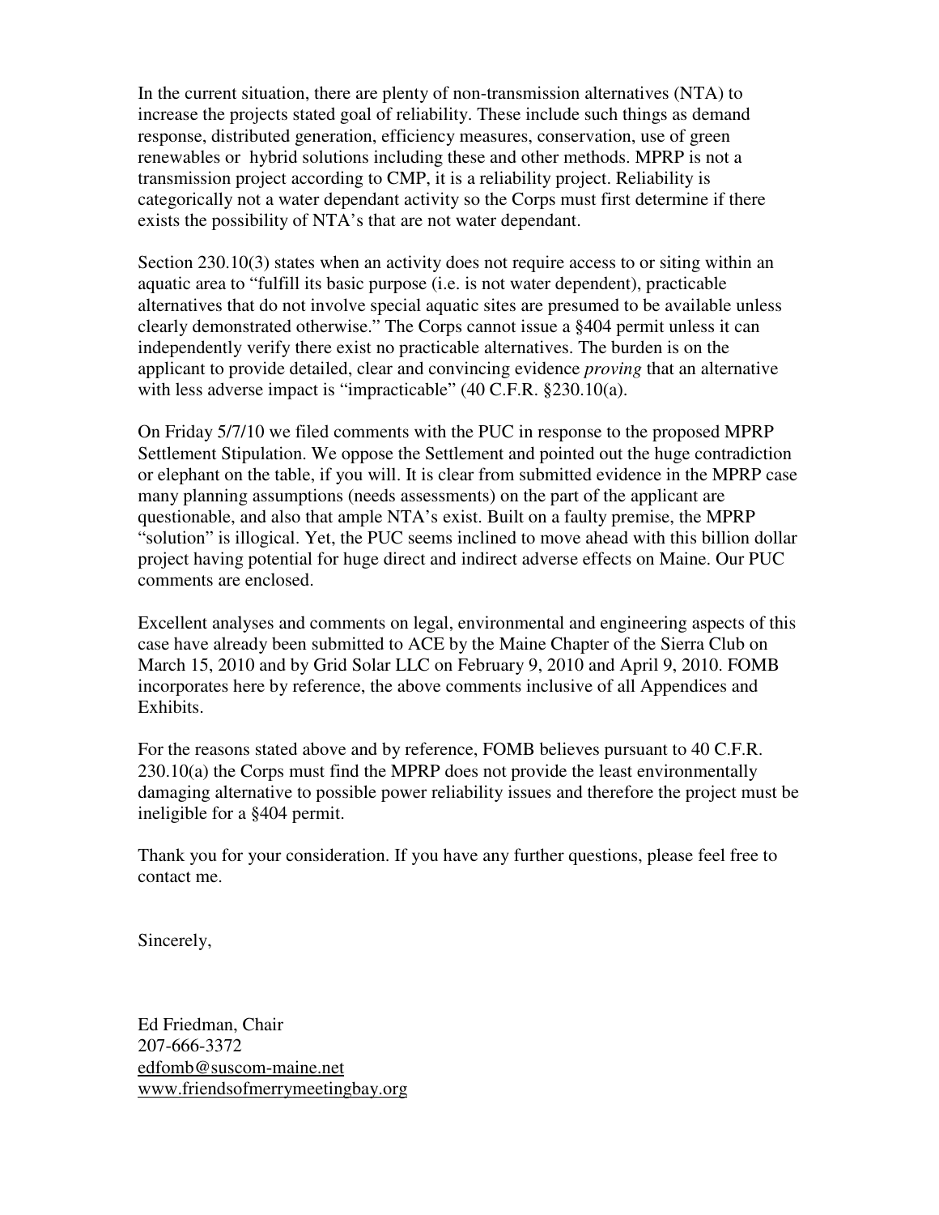In the current situation, there are plenty of non-transmission alternatives (NTA) to increase the projects stated goal of reliability. These include such things as demand response, distributed generation, efficiency measures, conservation, use of green renewables or hybrid solutions including these and other methods. MPRP is not a transmission project according to CMP, it is a reliability project. Reliability is categorically not a water dependant activity so the Corps must first determine if there exists the possibility of NTA's that are not water dependant.

Section 230.10(3) states when an activity does not require access to or siting within an aquatic area to "fulfill its basic purpose (i.e. is not water dependent), practicable alternatives that do not involve special aquatic sites are presumed to be available unless clearly demonstrated otherwise." The Corps cannot issue a §404 permit unless it can independently verify there exist no practicable alternatives. The burden is on the applicant to provide detailed, clear and convincing evidence *proving* that an alternative with less adverse impact is "impracticable" (40 C.F.R. §230.10(a).

On Friday 5/7/10 we filed comments with the PUC in response to the proposed MPRP Settlement Stipulation. We oppose the Settlement and pointed out the huge contradiction or elephant on the table, if you will. It is clear from submitted evidence in the MPRP case many planning assumptions (needs assessments) on the part of the applicant are questionable, and also that ample NTA's exist. Built on a faulty premise, the MPRP "solution" is illogical. Yet, the PUC seems inclined to move ahead with this billion dollar project having potential for huge direct and indirect adverse effects on Maine. Our PUC comments are enclosed.

Excellent analyses and comments on legal, environmental and engineering aspects of this case have already been submitted to ACE by the Maine Chapter of the Sierra Club on March 15, 2010 and by Grid Solar LLC on February 9, 2010 and April 9, 2010. FOMB incorporates here by reference, the above comments inclusive of all Appendices and Exhibits.

For the reasons stated above and by reference, FOMB believes pursuant to 40 C.F.R. 230.10(a) the Corps must find the MPRP does not provide the least environmentally damaging alternative to possible power reliability issues and therefore the project must be ineligible for a §404 permit.

Thank you for your consideration. If you have any further questions, please feel free to contact me.

Sincerely,

Ed Friedman, Chair  
207-666-3372  
edfomb@suscom-maine.net  
www.friendsofmerrymeetingbay.org